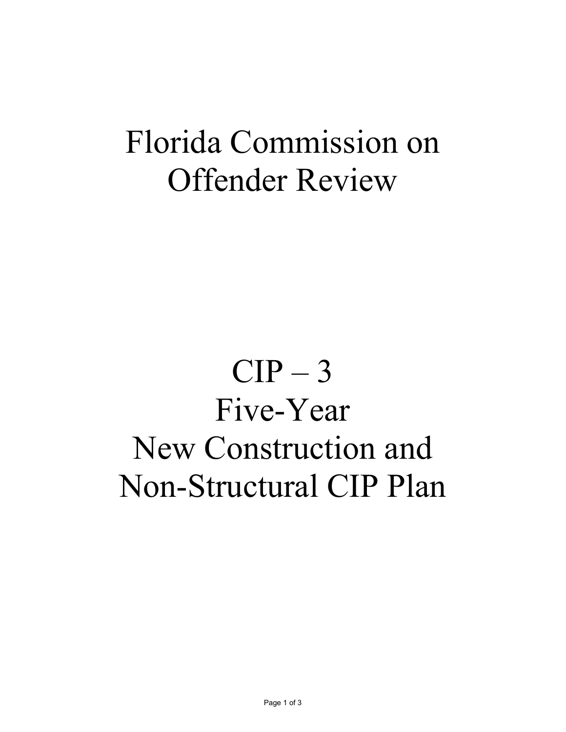# Florida Commission on Offender Review

# CIP – 3
# Five-Year
# New Construction and Non-Structural CIP Plan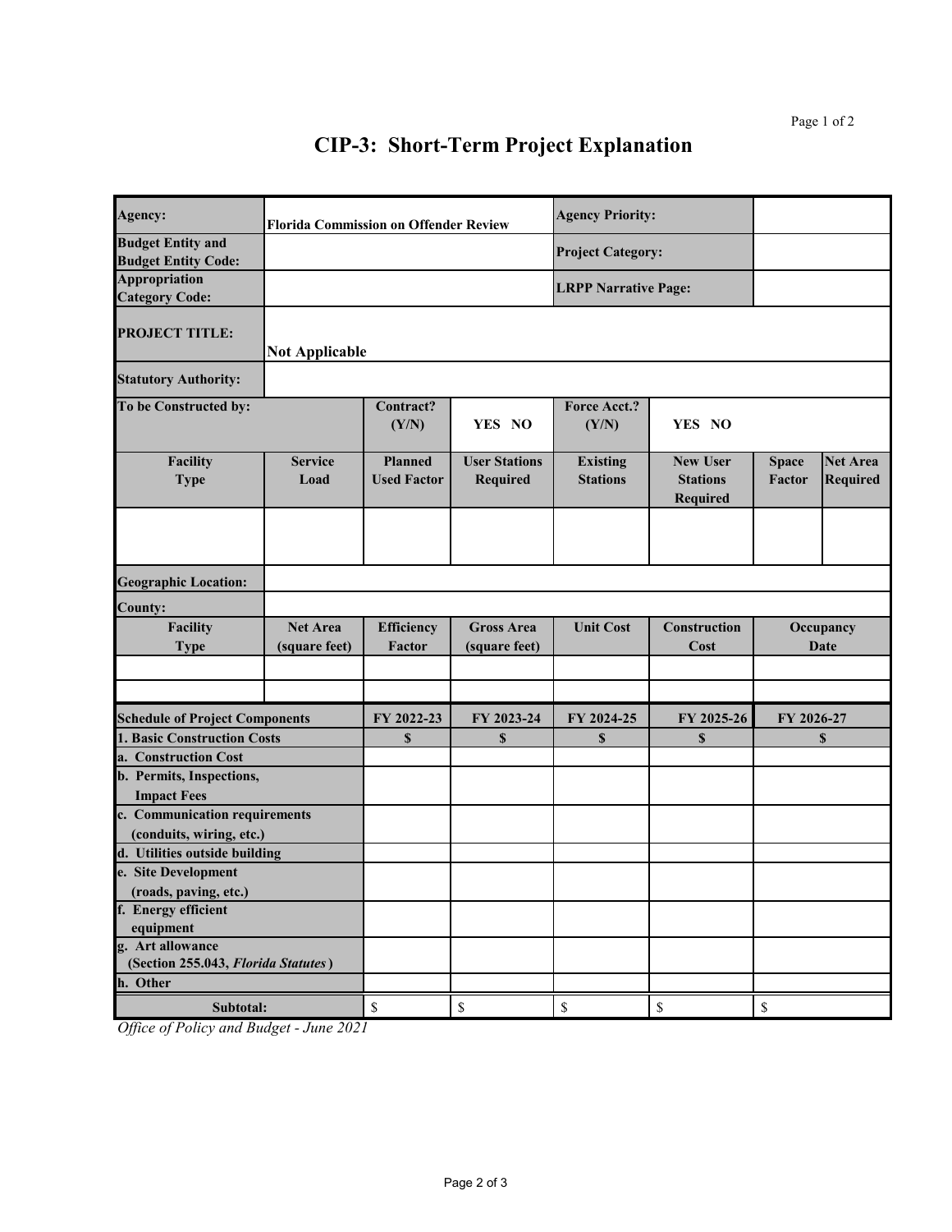# CIP-3: Short-Term Project Explanation

| | | | | | | | |
|---|---|---|---|---|---|---|---|
| **Agency:** | **Florida Commission on Offender Review** | | | **Agency Priority:** | | | |
| **Budget Entity and Budget Entity Code:** | | | | **Project Category:** | | | |
| **Appropriation Category Code:** | | | | **LRPP Narrative Page:** | | | |
| **PROJECT TITLE:** | **Not Applicable** | | | | | | |
| **Statutory Authority:** | | | | | | | |
| **To be Constructed by:** | | **Contract? (Y/N)** | **YES NO** | **Force Acct.? (Y/N)** | **YES NO** | | |
| **Facility Type** | **Service Load** | **Planned Used Factor** | **User Stations Required** | **Existing Stations** | **New User Stations Required** | **Space Factor** | **Net Area Required** |
| | | | | | | | |
| **Geographic Location:** | | | | | | | |
| **County:** | | | | | | | |
| **Facility Type** | **Net Area (square feet)** | **Efficiency Factor** | **Gross Area (square feet)** | **Unit Cost** | **Construction Cost** | **Occupancy Date** | |
| | | | | | | | |
| | | | | | | | |

| **Schedule of Project Components** | **FY 2022-23** | **FY 2023-24** | **FY 2024-25** | **FY 2025-26** | **FY 2026-27** |
|---|---|---|---|---|---|
| **1. Basic Construction Costs** | **$** | **$** | **$** | **$** | **$** |
| **a. Construction Cost** | | | | | |
| **b. Permits, Inspections, Impact Fees** | | | | | |
| **c. Communication requirements (conduits, wiring, etc.)** | | | | | |
| **d. Utilities outside building** | | | | | |
| **e. Site Development (roads, paving, etc.)** | | | | | |
| **f. Energy efficient equipment** | | | | | |
| **g. Art allowance (Section 255.043, *Florida Statutes*)** | | | | | |
| **h. Other** | | | | | |
| **Subtotal:** | $ | $ | $ | $ | $ |

*Office of Policy and Budget - June 2021*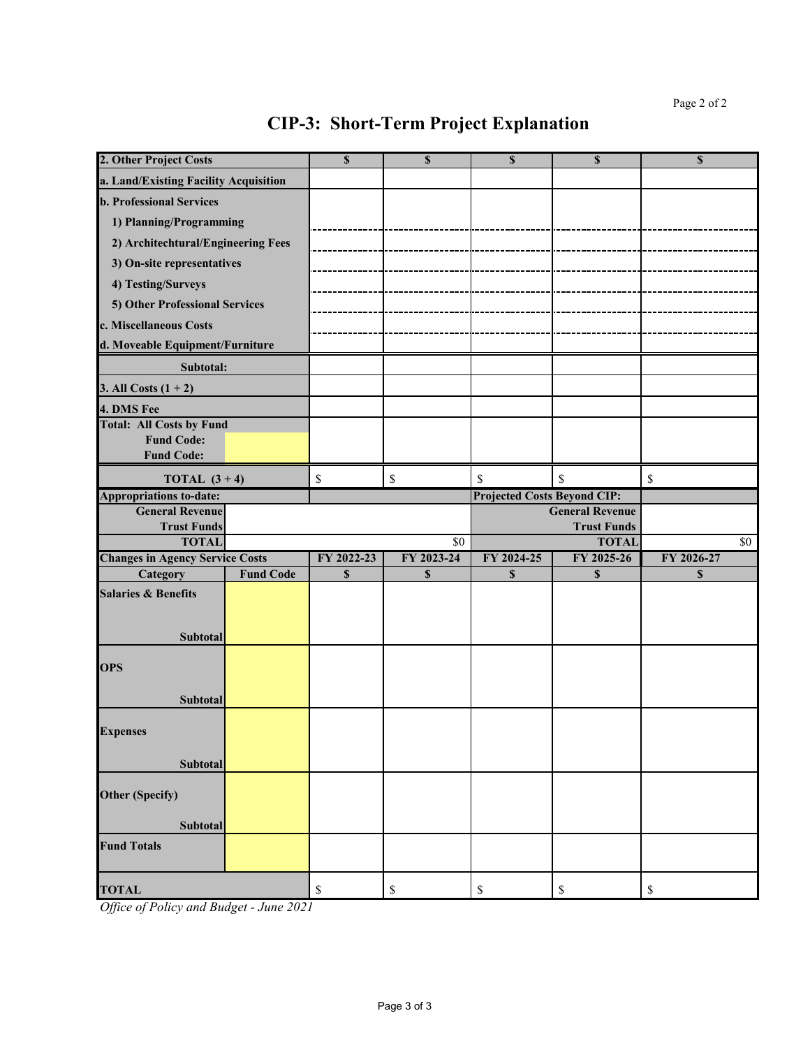# CIP-3: Short-Term Project Explanation

| 2. Other Project Costs | | $ | $ | $ | $ | $ |
|---|---|---|---|---|---|---|
| a. Land/Existing Facility Acquisition | | | | | | |
| b. Professional Services | | | | | | |
| 1) Planning/Programming | | | | | | |
| 2) Architechtural/Engineering Fees | | | | | | |
| 3) On-site representatives | | | | | | |
| 4) Testing/Surveys | | | | | | |
| 5) Other Professional Services | | | | | | |
| c. Miscellaneous Costs | | | | | | |
| d. Moveable Equipment/Furniture | | | | | | |
| Subtotal: | | | | | | |
| 3. All Costs (1 + 2) | | | | | | |
| 4. DMS Fee | | | | | | |
| Total: All Costs by Fund | | | | | | |
| Fund Code: | | | | | | |
| Fund Code: | | | | | | |
| TOTAL (3 + 4) | | $ | $ | $ | $ | $ |
| Appropriations to-date: | | | | Projected Costs Beyond CIP: | | |
| General Revenue | | | | | General Revenue | |
| Trust Funds | | | | | Trust Funds | |
| TOTAL | | | $0 | | TOTAL | $0 |
| Changes in Agency Service Costs | | FY 2022-23 | FY 2023-24 | FY 2024-25 | FY 2025-26 | FY 2026-27 |
| Category | Fund Code | $ | $ | $ | $ | $ |
| Salaries & Benefits | | | | | | |
| Subtotal | | | | | | |
| OPS | | | | | | |
| Subtotal | | | | | | |
| Expenses | | | | | | |
| Subtotal | | | | | | |
| Other (Specify) | | | | | | |
| Subtotal | | | | | | |
| Fund Totals | | | | | | |
| TOTAL | | $ | $ | $ | $ | $ |

*Office of Policy and Budget - June 2021*